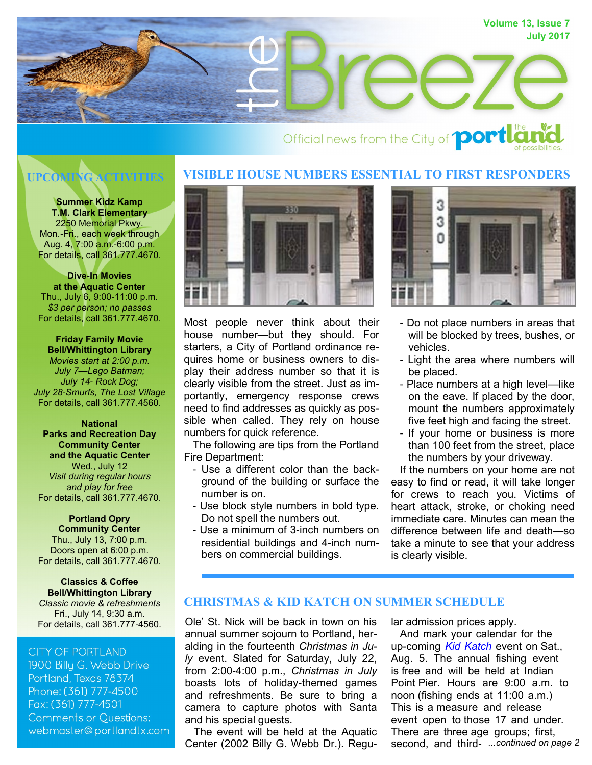# the Breeze

Volume 13, Issue 7
July 2017

Official news from the City of portland — the land of possibilities.

## UPCOMING ACTIVITIES

**Summer Kidz Kamp**
**T.M. Clark Elementary**
2250 Memorial Pkwy.
Mon.-Fri., each week through Aug. 4, 7:00 a.m.-6:00 p.m.
For details, call 361.777.4670.

**Dive-In Movies**
**at the Aquatic Center**
Thu., July 6, 9:00-11:00 p.m.
*$3 per person; no passes*
For details, call 361.777.4670.

**Friday Family Movie**
**Bell/Whittington Library**
*Movies start at 2:00 p.m.*
*July 7—Lego Batman;*
*July 14- Rock Dog;*
*July 28-Smurfs, The Lost Village*
For details, call 361.777.4560.

**National**
**Parks and Recreation Day**
**Community Center**
**and the Aquatic Center**
Wed., July 12
*Visit during regular hours and play for free*
For details, call 361.777.4670.

**Portland Opry**
**Community Center**
Thu., July 13, 7:00 p.m.
Doors open at 6:00 p.m.
For details, call 361.777.4670.

**Classics & Coffee**
**Bell/Whittington Library**
*Classic movie & refreshments*
Fri., July 14, 9:30 a.m.
For details, call 361.777-4560.

CITY OF PORTLAND
1900 Billy G. Webb Drive
Portland, Texas 78374
Phone: (361) 777-4500
Fax: (361) 777-4501
Comments or Questions:
webmaster@portlandtx.com

## VISIBLE HOUSE NUMBERS ESSENTIAL TO FIRST RESPONDERS

Most people never think about their house number—but they should. For starters, a City of Portland ordinance requires home or business owners to display their address number so that it is clearly visible from the street. Just as importantly, emergency response crews need to find addresses as quickly as possible when called. They rely on house numbers for quick reference.

The following are tips from the Portland Fire Department:

- Use a different color than the background of the building or surface the number is on.
- Use block style numbers in bold type. Do not spell the numbers out.
- Use a minimum of 3-inch numbers on residential buildings and 4-inch numbers on commercial buildings.
- Do not place numbers in areas that will be blocked by trees, bushes, or vehicles.
- Light the area where numbers will be placed.
- Place numbers at a high level—like on the eave. If placed by the door, mount the numbers approximately five feet high and facing the street.
- If your home or business is more than 100 feet from the street, place the numbers by your driveway.

If the numbers on your home are not easy to find or read, it will take longer for crews to reach you. Victims of heart attack, stroke, or choking need immediate care. Minutes can mean the difference between life and death—so take a minute to see that your address is clearly visible.

## CHRISTMAS & KID KATCH ON SUMMER SCHEDULE

Ole' St. Nick will be back in town on his annual summer sojourn to Portland, heralding in the fourteenth *Christmas in July* event. Slated for Saturday, July 22, from 2:00-4:00 p.m., *Christmas in July* boasts lots of holiday-themed games and refreshments. Be sure to bring a camera to capture photos with Santa and his special guests.

The event will be held at the Aquatic Center (2002 Billy G. Webb Dr.). Regular admission prices apply.

And mark your calendar for the up-coming *Kid Katch* event on Sat., Aug. 5. The annual fishing event is free and will be held at Indian Point Pier. Hours are 9:00 a.m. to noon (fishing ends at 11:00 a.m.) This is a measure and release event open to those 17 and under. There are three age groups; first, second, and third- *...continued on page 2*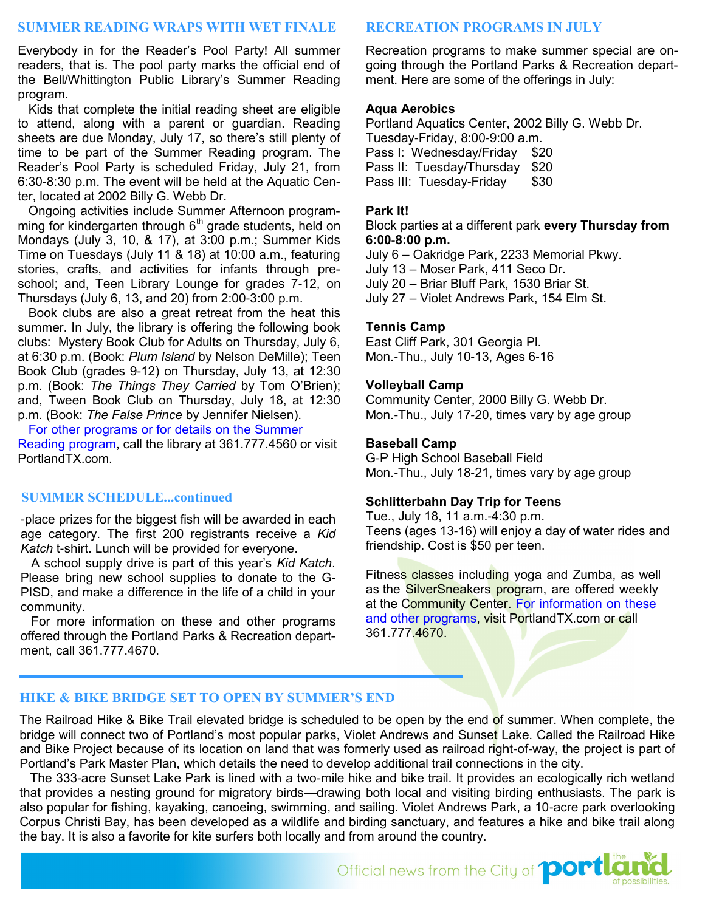## SUMMER READING WRAPS WITH WET FINALE

Everybody in for the Reader's Pool Party! All summer readers, that is. The pool party marks the official end of the Bell/Whittington Public Library's Summer Reading program.

Kids that complete the initial reading sheet are eligible to attend, along with a parent or guardian. Reading sheets are due Monday, July 17, so there's still plenty of time to be part of the Summer Reading program. The Reader's Pool Party is scheduled Friday, July 21, from 6:30-8:30 p.m. The event will be held at the Aquatic Center, located at 2002 Billy G. Webb Dr.

Ongoing activities include Summer Afternoon programming for kindergarten through 6th grade students, held on Mondays (July 3, 10, & 17), at 3:00 p.m.; Summer Kids Time on Tuesdays (July 11 & 18) at 10:00 a.m., featuring stories, crafts, and activities for infants through preschool; and, Teen Library Lounge for grades 7-12, on Thursdays (July 6, 13, and 20) from 2:00-3:00 p.m.

Book clubs are also a great retreat from the heat this summer. In July, the library is offering the following book clubs: Mystery Book Club for Adults on Thursday, July 6, at 6:30 p.m. (Book: *Plum Island* by Nelson DeMille); Teen Book Club (grades 9-12) on Thursday, July 13, at 12:30 p.m. (Book: *The Things They Carried* by Tom O'Brien); and, Tween Book Club on Thursday, July 18, at 12:30 p.m. (Book: *The False Prince* by Jennifer Nielsen).

For other programs or for details on the Summer Reading program, call the library at 361.777.4560 or visit PortlandTX.com.

## SUMMER SCHEDULE...continued

-place prizes for the biggest fish will be awarded in each age category. The first 200 registrants receive a *Kid Katch* t-shirt. Lunch will be provided for everyone.

A school supply drive is part of this year's *Kid Katch*. Please bring new school supplies to donate to the G-PISD, and make a difference in the life of a child in your community.

For more information on these and other programs offered through the Portland Parks & Recreation department, call 361.777.4670.

## RECREATION PROGRAMS IN JULY

Recreation programs to make summer special are ongoing through the Portland Parks & Recreation department. Here are some of the offerings in July:

**Aqua Aerobics**
Portland Aquatics Center, 2002 Billy G. Webb Dr.
Tuesday-Friday, 8:00-9:00 a.m.

| | | |
|---|---|---|
| Pass I: | Wednesday/Friday | $20 |
| Pass II: | Tuesday/Thursday | $20 |
| Pass III: | Tuesday-Friday | $30 |

**Park It!**
Block parties at a different park **every Thursday from 6:00-8:00 p.m.**
July 6 – Oakridge Park, 2233 Memorial Pkwy.
July 13 – Moser Park, 411 Seco Dr.
July 20 – Briar Bluff Park, 1530 Briar St.
July 27 – Violet Andrews Park, 154 Elm St.

**Tennis Camp**
East Cliff Park, 301 Georgia Pl.
Mon.-Thu., July 10-13, Ages 6-16

**Volleyball Camp**
Community Center, 2000 Billy G. Webb Dr.
Mon.-Thu., July 17-20, times vary by age group

**Baseball Camp**
G-P High School Baseball Field
Mon.-Thu., July 18-21, times vary by age group

**Schlitterbahn Day Trip for Teens**
Tue., July 18, 11 a.m.-4:30 p.m.
Teens (ages 13-16) will enjoy a day of water rides and friendship. Cost is $50 per teen.

Fitness classes including yoga and Zumba, as well as the SilverSneakers program, are offered weekly at the Community Center. For information on these and other programs, visit PortlandTX.com or call 361.777.4670.

## HIKE & BIKE BRIDGE SET TO OPEN BY SUMMER'S END

The Railroad Hike & Bike Trail elevated bridge is scheduled to be open by the end of summer. When complete, the bridge will connect two of Portland's most popular parks, Violet Andrews and Sunset Lake. Called the Railroad Hike and Bike Project because of its location on land that was formerly used as railroad right-of-way, the project is part of Portland's Park Master Plan, which details the need to develop additional trail connections in the city.

The 333-acre Sunset Lake Park is lined with a two-mile hike and bike trail. It provides an ecologically rich wetland that provides a nesting ground for migratory birds—drawing both local and visiting birding enthusiasts. The park is also popular for fishing, kayaking, canoeing, swimming, and sailing. Violet Andrews Park, a 10-acre park overlooking Corpus Christi Bay, has been developed as a wildlife and birding sanctuary, and features a hike and bike trail along the bay. It is also a favorite for kite surfers both locally and from around the country.